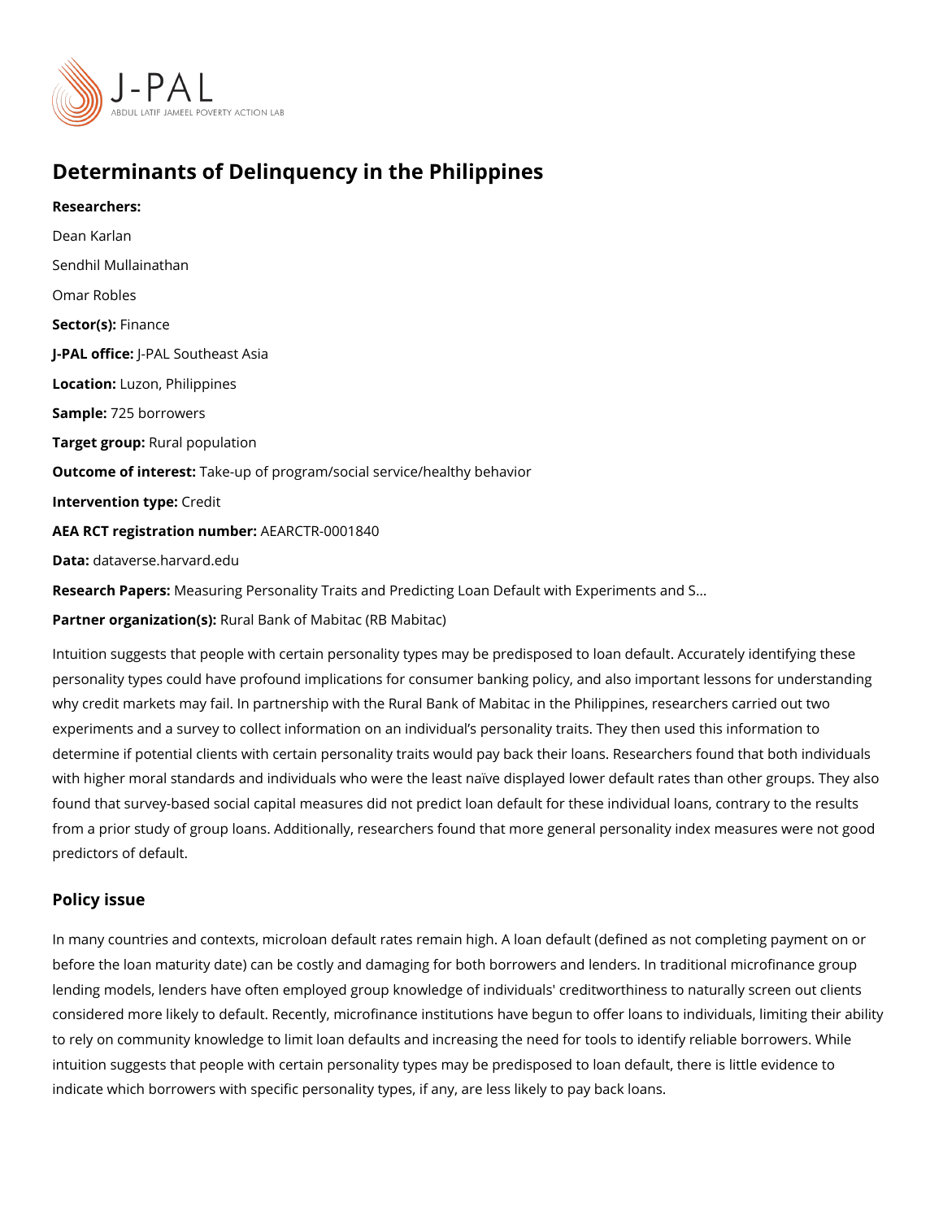# Determinants of Delinquency in the Philippines

**Researchers:**

Dean Karlan

Sendhil Mullainathan

Omar Robles

**Sector(s):** Finance

**J-PAL office:** J-PAL Southeast Asia

**Location:** Luzon, Philippines

**Sample:** 725 borrowers

**Target group:** Rural population

**Outcome of interest:** Take-up of program/social service/healthy behavior

**Intervention type:** Credit

**AEA RCT registration number:** AEARCTR-0001840

**Data:** dataverse.harvard.edu

**Research Papers:** Measuring Personality Traits and Predicting Loan Default with Experiments and S...

**Partner organization(s):** Rural Bank of Mabitac (RB Mabitac)

Intuition suggests that people with certain personality types may be predisposed to loan default. Accurately identifying these personality types could have profound implications for consumer banking policy, and also important lessons for understanding why credit markets may fail. In partnership with the Rural Bank of Mabitac in the Philippines, researchers carried out two experiments and a survey to collect information on an individual's personality traits. They then used this information to determine if potential clients with certain personality traits would pay back their loans. Researchers found that both individuals with higher moral standards and individuals who were the least naïve displayed lower default rates than other groups. They also found that survey-based social capital measures did not predict loan default for these individual loans, contrary to the results from a prior study of group loans. Additionally, researchers found that more general personality index measures were not good predictors of default.

## Policy issue

In many countries and contexts, microloan default rates remain high. A loan default (defined as not completing payment on or before the loan maturity date) can be costly and damaging for both borrowers and lenders. In traditional microfinance group lending models, lenders have often employed group knowledge of individuals' creditworthiness to naturally screen out clients considered more likely to default. Recently, microfinance institutions have begun to offer loans to individuals, limiting their ability to rely on community knowledge to limit loan defaults and increasing the need for tools to identify reliable borrowers. While intuition suggests that people with certain personality types may be predisposed to loan default, there is little evidence to indicate which borrowers with specific personality types, if any, are less likely to pay back loans.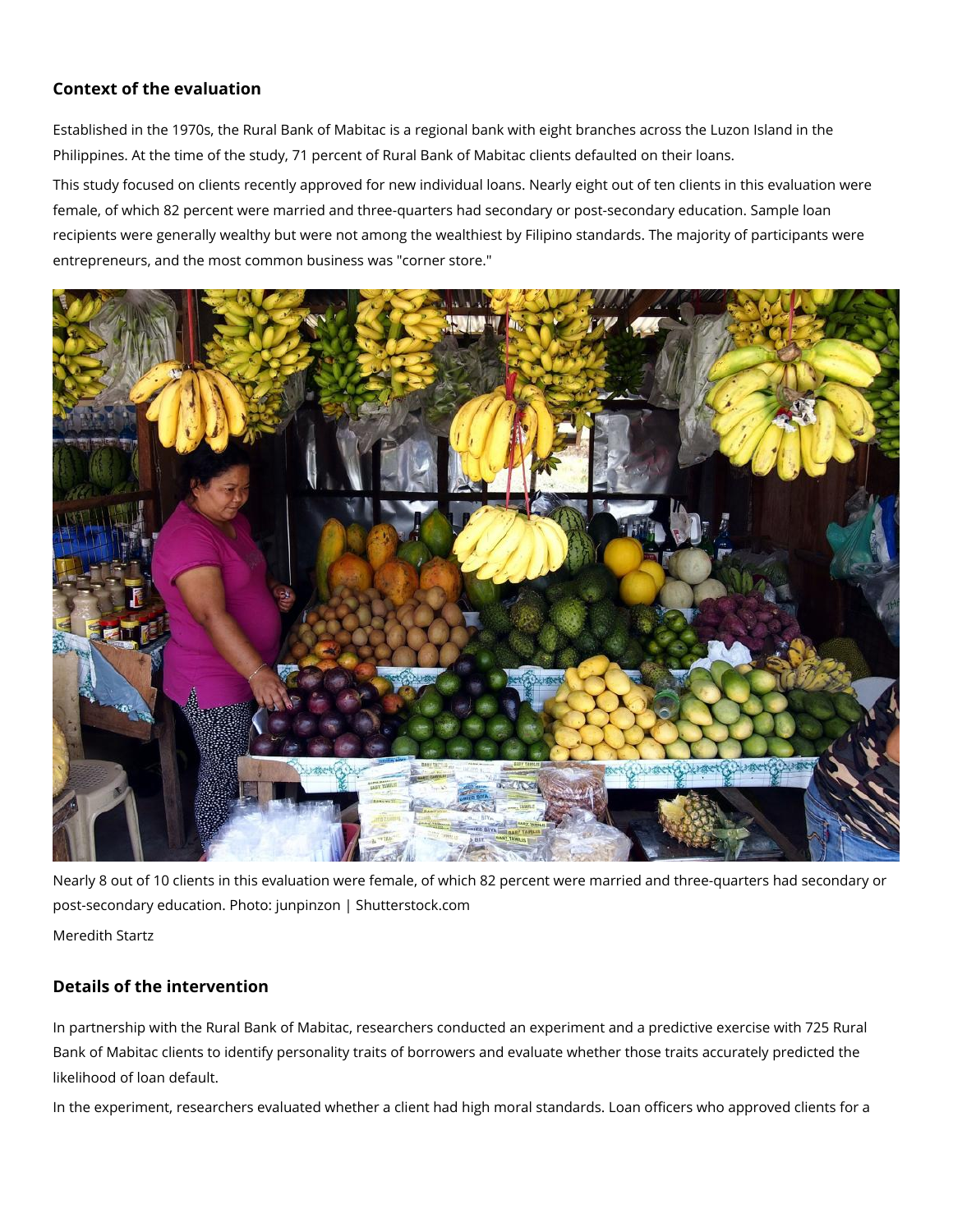### Context of the evaluation

Established in the 1970s, the Rural Bank of Mabitac is a regional bank with eight branches across the Luzon Island in the Philippines. At the time of the study, 71 percent of Rural Bank of Mabitac clients defaulted on their loans.

This study focused on clients recently approved for new individual loans. Nearly eight out of ten clients in this evaluation were female, of which 82 percent were married and three-quarters had secondary or post-secondary education. Sample loan recipients were generally wealthy but were not among the wealthiest by Filipino standards. The majority of participants were entrepreneurs, and the most common business was "corner store."

Nearly 8 out of 10 clients in this evaluation were female, of which 82 percent were married and three-quarters had secondary or post-secondary education. Photo: junpinzon | Shutterstock.com

Meredith Startz

### Details of the intervention

In partnership with the Rural Bank of Mabitac, researchers conducted an experiment and a predictive exercise with 725 Rural Bank of Mabitac clients to identify personality traits of borrowers and evaluate whether those traits accurately predicted the likelihood of loan default.

In the experiment, researchers evaluated whether a client had high moral standards. Loan officers who approved clients for a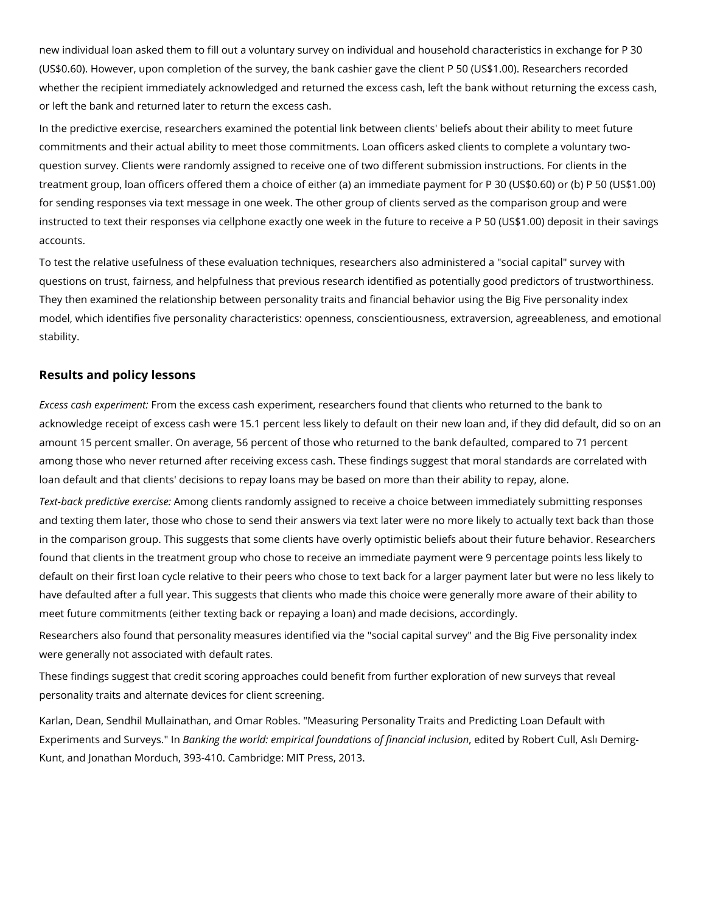new individual loan asked them to fill out a voluntary survey on individual and household characteristics in exchange for P 30 (US$0.60). However, upon completion of the survey, the bank cashier gave the client P 50 (US$1.00). Researchers recorded whether the recipient immediately acknowledged and returned the excess cash, left the bank without returning the excess cash, or left the bank and returned later to return the excess cash.

In the predictive exercise, researchers examined the potential link between clients' beliefs about their ability to meet future commitments and their actual ability to meet those commitments. Loan officers asked clients to complete a voluntary two-question survey. Clients were randomly assigned to receive one of two different submission instructions. For clients in the treatment group, loan officers offered them a choice of either (a) an immediate payment for P 30 (US$0.60) or (b) P 50 (US$1.00) for sending responses via text message in one week. The other group of clients served as the comparison group and were instructed to text their responses via cellphone exactly one week in the future to receive a P 50 (US$1.00) deposit in their savings accounts.

To test the relative usefulness of these evaluation techniques, researchers also administered a "social capital" survey with questions on trust, fairness, and helpfulness that previous research identified as potentially good predictors of trustworthiness. They then examined the relationship between personality traits and financial behavior using the Big Five personality index model, which identifies five personality characteristics: openness, conscientiousness, extraversion, agreeableness, and emotional stability.

## Results and policy lessons

*Excess cash experiment:* From the excess cash experiment, researchers found that clients who returned to the bank to acknowledge receipt of excess cash were 15.1 percent less likely to default on their new loan and, if they did default, did so on an amount 15 percent smaller. On average, 56 percent of those who returned to the bank defaulted, compared to 71 percent among those who never returned after receiving excess cash. These findings suggest that moral standards are correlated with loan default and that clients' decisions to repay loans may be based on more than their ability to repay, alone.

*Text-back predictive exercise:* Among clients randomly assigned to receive a choice between immediately submitting responses and texting them later, those who chose to send their answers via text later were no more likely to actually text back than those in the comparison group. This suggests that some clients have overly optimistic beliefs about their future behavior. Researchers found that clients in the treatment group who chose to receive an immediate payment were 9 percentage points less likely to default on their first loan cycle relative to their peers who chose to text back for a larger payment later but were no less likely to have defaulted after a full year. This suggests that clients who made this choice were generally more aware of their ability to meet future commitments (either texting back or repaying a loan) and made decisions, accordingly.

Researchers also found that personality measures identified via the "social capital survey" and the Big Five personality index were generally not associated with default rates.

These findings suggest that credit scoring approaches could benefit from further exploration of new surveys that reveal personality traits and alternate devices for client screening.

Karlan, Dean, Sendhil Mullainathan, and Omar Robles. "Measuring Personality Traits and Predicting Loan Default with Experiments and Surveys." In *Banking the world: empirical foundations of financial inclusion*, edited by Robert Cull, Aslı Demirg-Kunt, and Jonathan Morduch, 393-410. Cambridge: MIT Press, 2013.